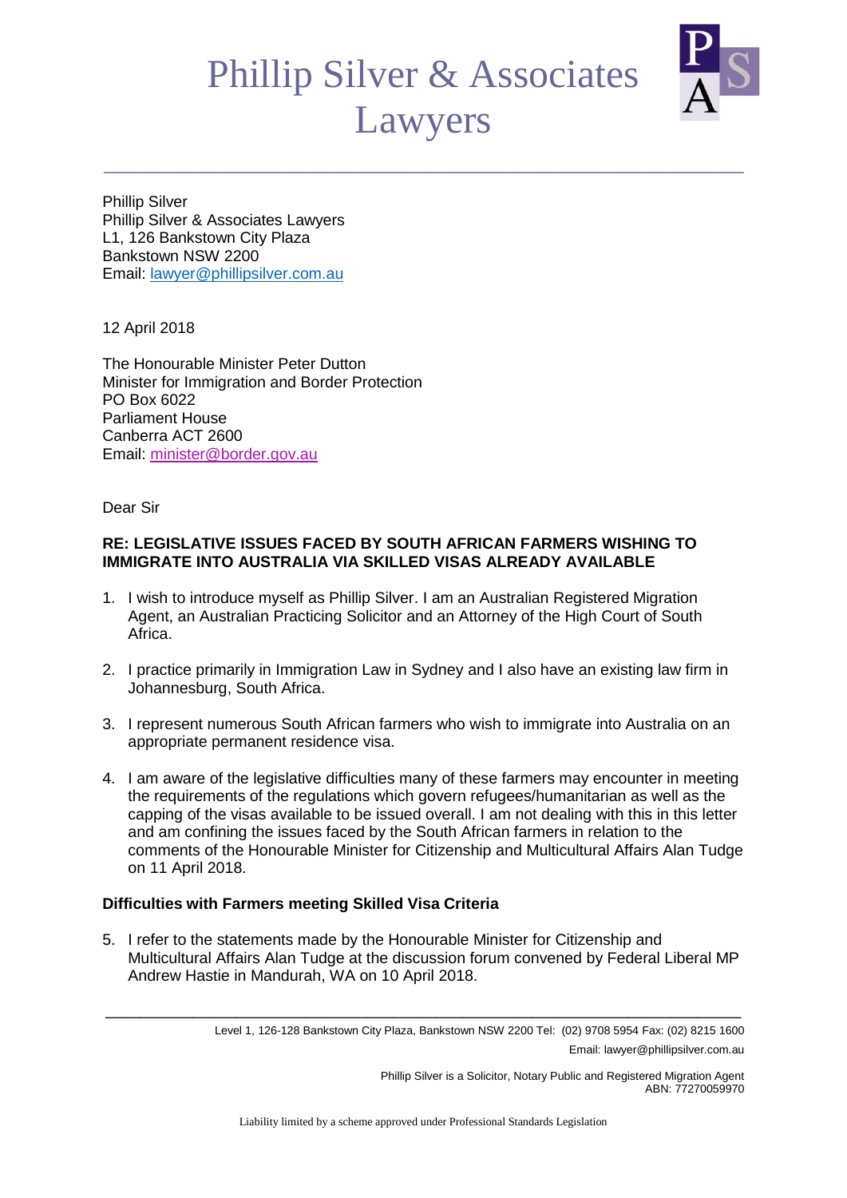# Phillip Silver & Associates Lawyers

Phillip Silver
Phillip Silver & Associates Lawyers
L1, 126 Bankstown City Plaza
Bankstown NSW 2200
Email: lawyer@phillipsilver.com.au

12 April 2018

The Honourable Minister Peter Dutton
Minister for Immigration and Border Protection
PO Box 6022
Parliament House
Canberra ACT 2600
Email: minister@border.gov.au

Dear Sir

**RE: LEGISLATIVE ISSUES FACED BY SOUTH AFRICAN FARMERS WISHING TO IMMIGRATE INTO AUSTRALIA VIA SKILLED VISAS ALREADY AVAILABLE**

1. I wish to introduce myself as Phillip Silver. I am an Australian Registered Migration Agent, an Australian Practicing Solicitor and an Attorney of the High Court of South Africa.

2. I practice primarily in Immigration Law in Sydney and I also have an existing law firm in Johannesburg, South Africa.

3. I represent numerous South African farmers who wish to immigrate into Australia on an appropriate permanent residence visa.

4. I am aware of the legislative difficulties many of these farmers may encounter in meeting the requirements of the regulations which govern refugees/humanitarian as well as the capping of the visas available to be issued overall. I am not dealing with this in this letter and am confining the issues faced by the South African farmers in relation to the comments of the Honourable Minister for Citizenship and Multicultural Affairs Alan Tudge on 11 April 2018.

**Difficulties with Farmers meeting Skilled Visa Criteria**

5. I refer to the statements made by the Honourable Minister for Citizenship and Multicultural Affairs Alan Tudge at the discussion forum convened by Federal Liberal MP Andrew Hastie in Mandurah, WA on 10 April 2018.

Level 1, 126-128 Bankstown City Plaza, Bankstown NSW 2200 Tel: (02) 9708 5954 Fax: (02) 8215 1600
Email: lawyer@phillipsilver.com.au

Phillip Silver is a Solicitor, Notary Public and Registered Migration Agent
ABN: 77270059970

Liability limited by a scheme approved under Professional Standards Legislation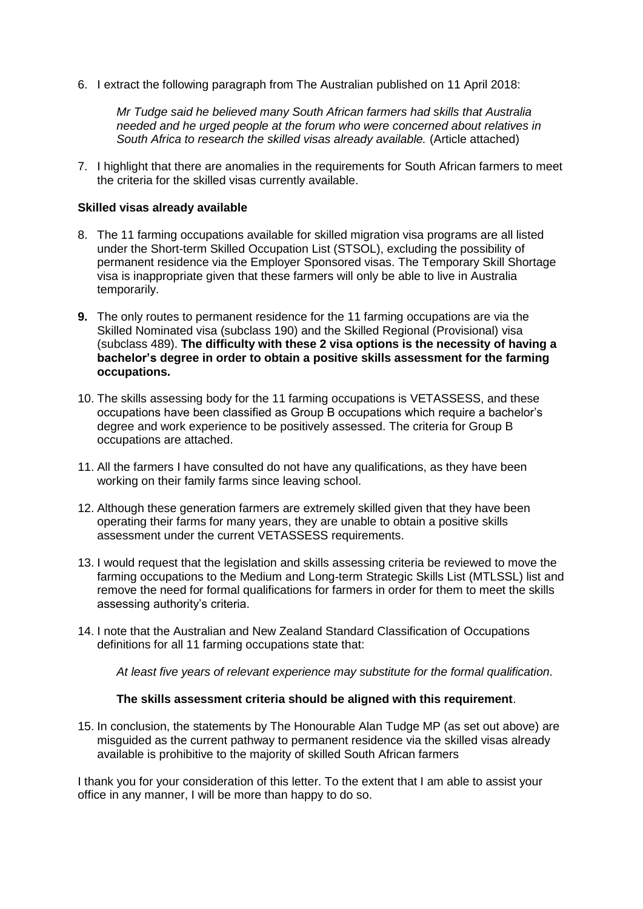6. I extract the following paragraph from The Australian published on 11 April 2018:

   *Mr Tudge said he believed many South African farmers had skills that Australia needed and he urged people at the forum who were concerned about relatives in South Africa to research the skilled visas already available.* (Article attached)

7. I highlight that there are anomalies in the requirements for South African farmers to meet the criteria for the skilled visas currently available.

**Skilled visas already available**

8. The 11 farming occupations available for skilled migration visa programs are all listed under the Short-term Skilled Occupation List (STSOL), excluding the possibility of permanent residence via the Employer Sponsored visas. The Temporary Skill Shortage visa is inappropriate given that these farmers will only be able to live in Australia temporarily.

9. The only routes to permanent residence for the 11 farming occupations are via the Skilled Nominated visa (subclass 190) and the Skilled Regional (Provisional) visa (subclass 489). **The difficulty with these 2 visa options is the necessity of having a bachelor's degree in order to obtain a positive skills assessment for the farming occupations.**

10. The skills assessing body for the 11 farming occupations is VETASSESS, and these occupations have been classified as Group B occupations which require a bachelor's degree and work experience to be positively assessed. The criteria for Group B occupations are attached.

11. All the farmers I have consulted do not have any qualifications, as they have been working on their family farms since leaving school.

12. Although these generation farmers are extremely skilled given that they have been operating their farms for many years, they are unable to obtain a positive skills assessment under the current VETASSESS requirements.

13. I would request that the legislation and skills assessing criteria be reviewed to move the farming occupations to the Medium and Long-term Strategic Skills List (MTLSSL) list and remove the need for formal qualifications for farmers in order for them to meet the skills assessing authority's criteria.

14. I note that the Australian and New Zealand Standard Classification of Occupations definitions for all 11 farming occupations state that:

    *At least five years of relevant experience may substitute for the formal qualification.*

    **The skills assessment criteria should be aligned with this requirement**.

15. In conclusion, the statements by The Honourable Alan Tudge MP (as set out above) are misguided as the current pathway to permanent residence via the skilled visas already available is prohibitive to the majority of skilled South African farmers

I thank you for your consideration of this letter. To the extent that I am able to assist your office in any manner, I will be more than happy to do so.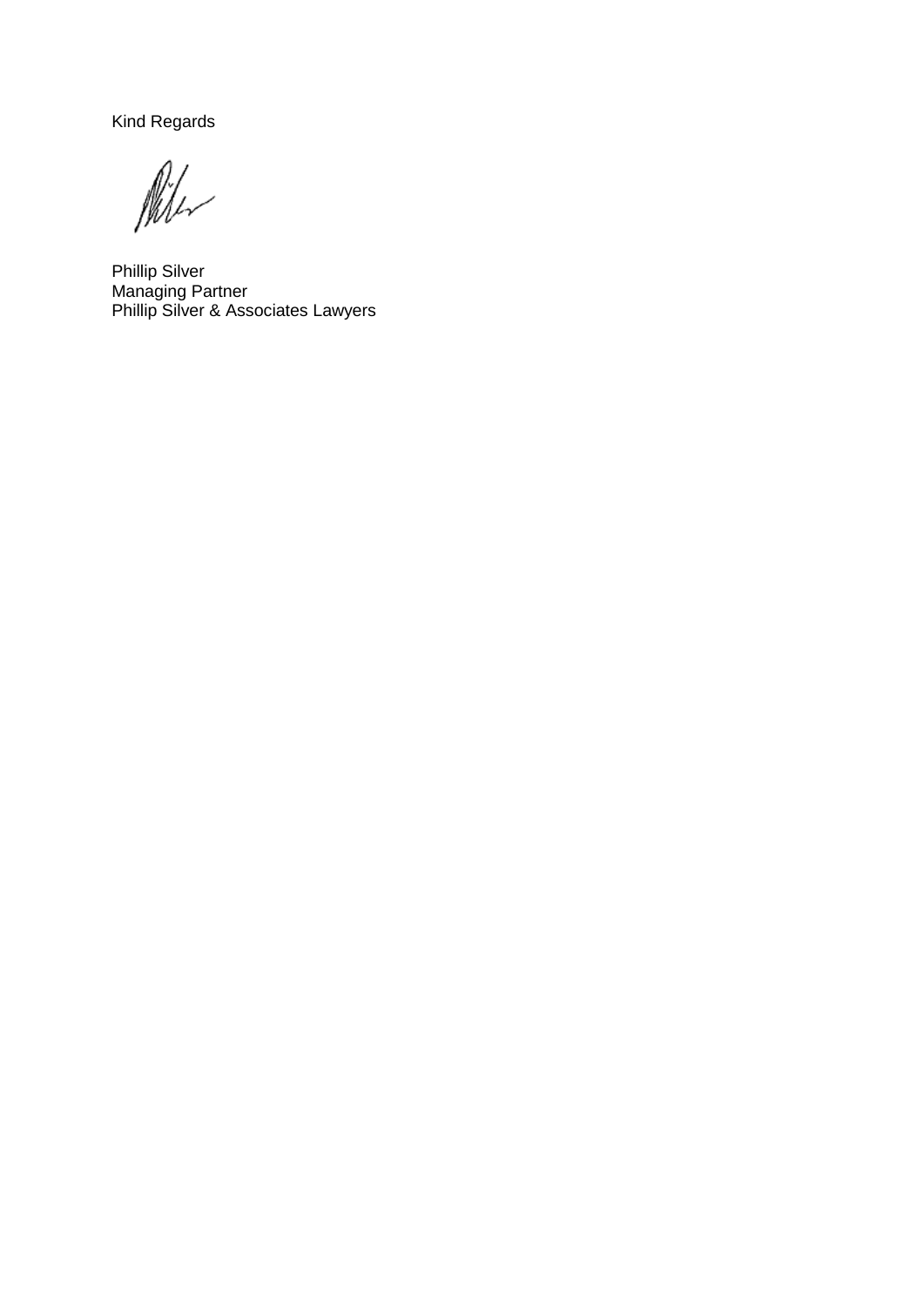Kind Regards

Phillip Silver
Managing Partner
Phillip Silver & Associates Lawyers